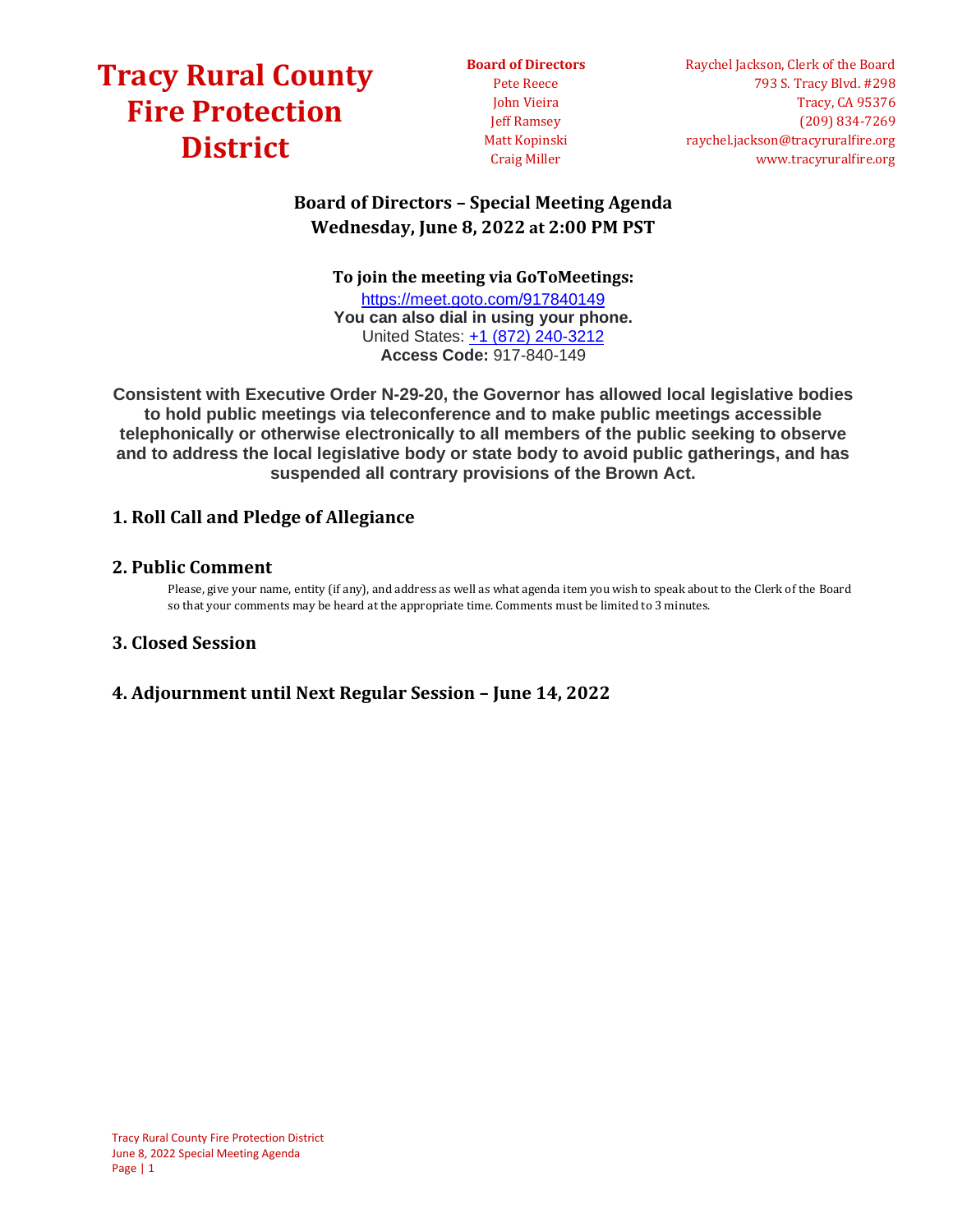# Tracy Rural County Fire Protection District

**Board of Directors**
Pete Reece
John Vieira
Jeff Ramsey
Matt Kopinski
Craig Miller

Raychel Jackson, Clerk of the Board
793 S. Tracy Blvd. #298
Tracy, CA 95376
(209) 834-7269
raychel.jackson@tracyruralfire.org
www.tracyruralfire.org

## Board of Directors – Special Meeting Agenda
## Wednesday, June 8, 2022 at 2:00 PM PST

**To join the meeting via GoToMeetings:**
https://meet.goto.com/917840149
**You can also dial in using your phone.**
United States: +1 (872) 240-3212
**Access Code:** 917-840-149

**Consistent with Executive Order N-29-20, the Governor has allowed local legislative bodies to hold public meetings via teleconference and to make public meetings accessible telephonically or otherwise electronically to all members of the public seeking to observe and to address the local legislative body or state body to avoid public gatherings, and has suspended all contrary provisions of the Brown Act.**

## 1. Roll Call and Pledge of Allegiance

## 2. Public Comment

Please, give your name, entity (if any), and address as well as what agenda item you wish to speak about to the Clerk of the Board so that your comments may be heard at the appropriate time. Comments must be limited to 3 minutes.

## 3. Closed Session

## 4. Adjournment until Next Regular Session – June 14, 2022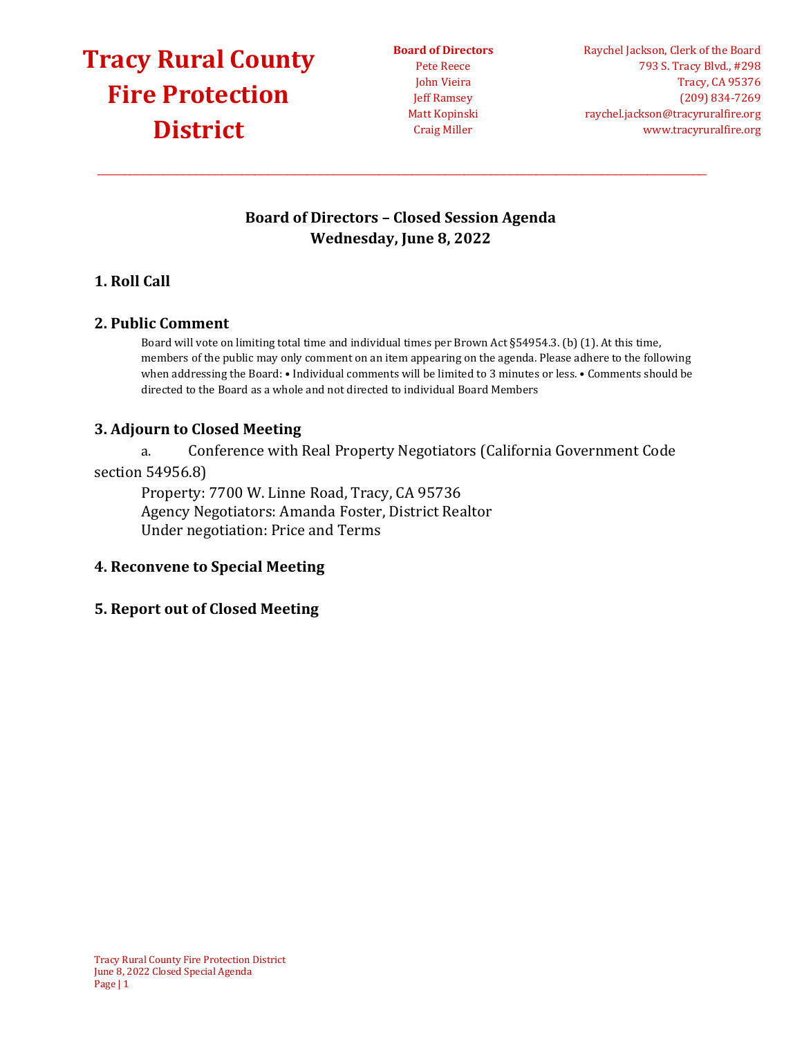# Tracy Rural County Fire Protection District

**Board of Directors**
Pete Reece
John Vieira
Jeff Ramsey
Matt Kopinski
Craig Miller

Raychel Jackson, Clerk of the Board
793 S. Tracy Blvd., #298
Tracy, CA 95376
(209) 834-7269
raychel.jackson@tracyruralfire.org
www.tracyruralfire.org

---

**Board of Directors – Closed Session Agenda**
**Wednesday, June 8, 2022**

## 1. Roll Call

## 2. Public Comment

Board will vote on limiting total time and individual times per Brown Act §54954.3. (b) (1). At this time, members of the public may only comment on an item appearing on the agenda. Please adhere to the following when addressing the Board: • Individual comments will be limited to 3 minutes or less. • Comments should be directed to the Board as a whole and not directed to individual Board Members

## 3. Adjourn to Closed Meeting

a. Conference with Real Property Negotiators (California Government Code section 54956.8)

Property: 7700 W. Linne Road, Tracy, CA 95736
Agency Negotiators: Amanda Foster, District Realtor
Under negotiation: Price and Terms

## 4. Reconvene to Special Meeting

## 5. Report out of Closed Meeting